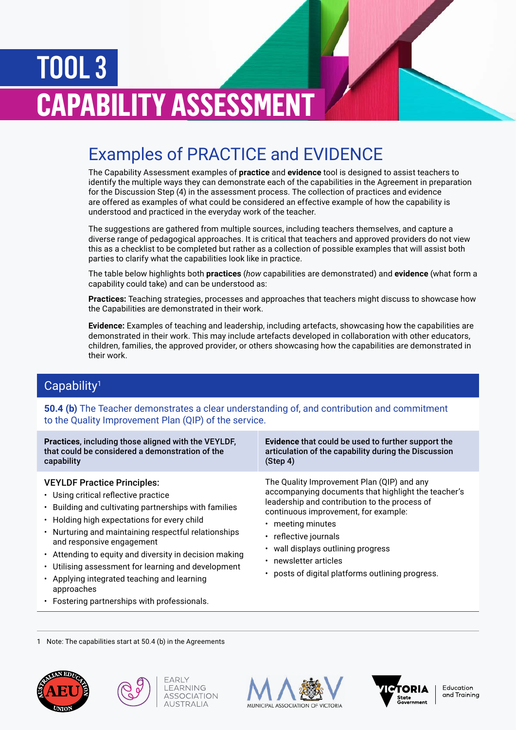# TOOL 3

# CAPABILITY ASSESSMENT

## Examples of PRACTICE and EVIDENCE

The Capability Assessment examples of **practice** and **evidence** tool is designed to assist teachers to identify the multiple ways they can demonstrate each of the capabilities in the Agreement in preparation for the Discussion Step (4) in the assessment process. The collection of practices and evidence are offered as examples of what could be considered an effective example of how the capability is understood and practiced in the everyday work of the teacher.

The suggestions are gathered from multiple sources, including teachers themselves, and capture a diverse range of pedagogical approaches. It is critical that teachers and approved providers do not view this as a checklist to be completed but rather as a collection of possible examples that will assist both parties to clarify what the capabilities look like in practice.

The table below highlights both **practices** (*how* capabilities are demonstrated) and **evidence** (what form a capability could take) and can be understood as:

**Practices:** Teaching strategies, processes and approaches that teachers might discuss to showcase how the Capabilities are demonstrated in their work.

**Evidence:** Examples of teaching and leadership, including artefacts, showcasing how the capabilities are demonstrated in their work. This may include artefacts developed in collaboration with other educators, children, families, the approved provider, or others showcasing how the capabilities are demonstrated in their work.

### Capability[1]

**50.4 (b)** The Teacher demonstrates a clear understanding of, and contribution and commitment to the Quality Improvement Plan (QIP) of the service.

| **Practices**, including those aligned with the VEYLDF, that could be considered a demonstration of the capability | **Evidence** that could be used to further support the articulation of the capability during the Discussion (Step 4) |
|---|---|
| **VEYLDF Practice Principles:**<br>• Using critical reflective practice<br>• Building and cultivating partnerships with families<br>• Holding high expectations for every child<br>• Nurturing and maintaining respectful relationships and responsive engagement<br>• Attending to equity and diversity in decision making<br>• Utilising assessment for learning and development<br>• Applying integrated teaching and learning approaches<br>• Fostering partnerships with professionals. | The Quality Improvement Plan (QIP) and any accompanying documents that highlight the teacher's leadership and contribution to the process of continuous improvement, for example:<br>• meeting minutes<br>• reflective journals<br>• wall displays outlining progress<br>• newsletter articles<br>• posts of digital platforms outlining progress. |

1 Note: The capabilities start at 50.4 (b) in the Agreements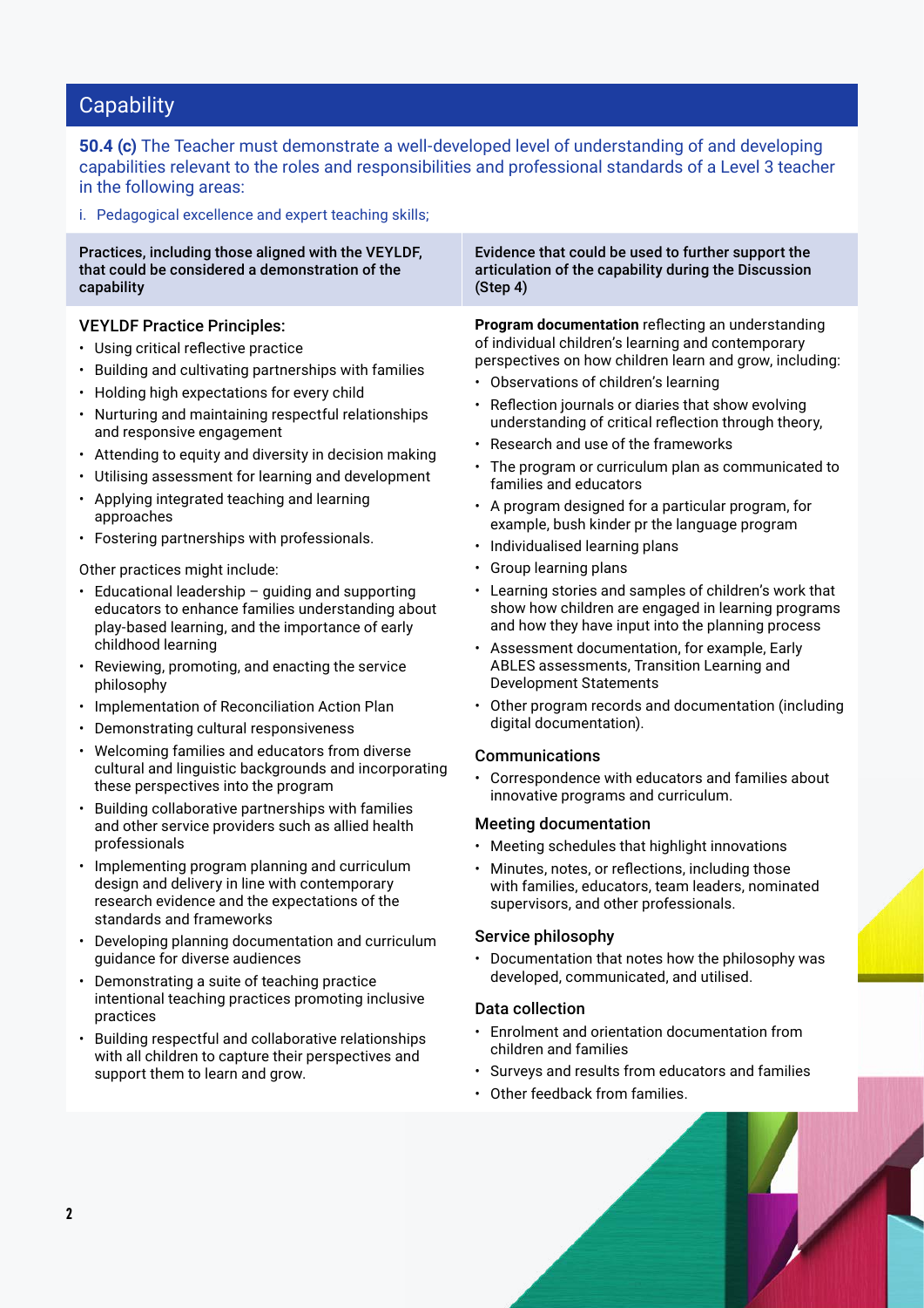## Capability

**50.4 (c)** The Teacher must demonstrate a well-developed level of understanding of and developing capabilities relevant to the roles and responsibilities and professional standards of a Level 3 teacher in the following areas:

i. Pedagogical excellence and expert teaching skills;

| Practices, including those aligned with the VEYLDF, that could be considered a demonstration of the capability | Evidence that could be used to further support the articulation of the capability during the Discussion (Step 4) |
| --- | --- |
| **VEYLDF Practice Principles:**<br>• Using critical reflective practice<br>• Building and cultivating partnerships with families<br>• Holding high expectations for every child<br>• Nurturing and maintaining respectful relationships and responsive engagement<br>• Attending to equity and diversity in decision making<br>• Utilising assessment for learning and development<br>• Applying integrated teaching and learning approaches<br>• Fostering partnerships with professionals.<br><br>Other practices might include:<br>• Educational leadership – guiding and supporting educators to enhance families understanding about play-based learning, and the importance of early childhood learning<br>• Reviewing, promoting, and enacting the service philosophy<br>• Implementation of Reconciliation Action Plan<br>• Demonstrating cultural responsiveness<br>• Welcoming families and educators from diverse cultural and linguistic backgrounds and incorporating these perspectives into the program<br>• Building collaborative partnerships with families and other service providers such as allied health professionals<br>• Implementing program planning and curriculum design and delivery in line with contemporary research evidence and the expectations of the standards and frameworks<br>• Developing planning documentation and curriculum guidance for diverse audiences<br>• Demonstrating a suite of teaching practice intentional teaching practices promoting inclusive practices<br>• Building respectful and collaborative relationships with all children to capture their perspectives and support them to learn and grow. | **Program documentation** reflecting an understanding of individual children's learning and contemporary perspectives on how children learn and grow, including:<br>• Observations of children's learning<br>• Reflection journals or diaries that show evolving understanding of critical reflection through theory,<br>• Research and use of the frameworks<br>• The program or curriculum plan as communicated to families and educators<br>• A program designed for a particular program, for example, bush kinder pr the language program<br>• Individualised learning plans<br>• Group learning plans<br>• Learning stories and samples of children's work that show how children are engaged in learning programs and how they have input into the planning process<br>• Assessment documentation, for example, Early ABLES assessments, Transition Learning and Development Statements<br>• Other program records and documentation (including digital documentation).<br><br>**Communications**<br>• Correspondence with educators and families about innovative programs and curriculum.<br><br>**Meeting documentation**<br>• Meeting schedules that highlight innovations<br>• Minutes, notes, or reflections, including those with families, educators, team leaders, nominated supervisors, and other professionals.<br><br>**Service philosophy**<br>• Documentation that notes how the philosophy was developed, communicated, and utilised.<br><br>**Data collection**<br>• Enrolment and orientation documentation from children and families<br>• Surveys and results from educators and families<br>• Other feedback from families. |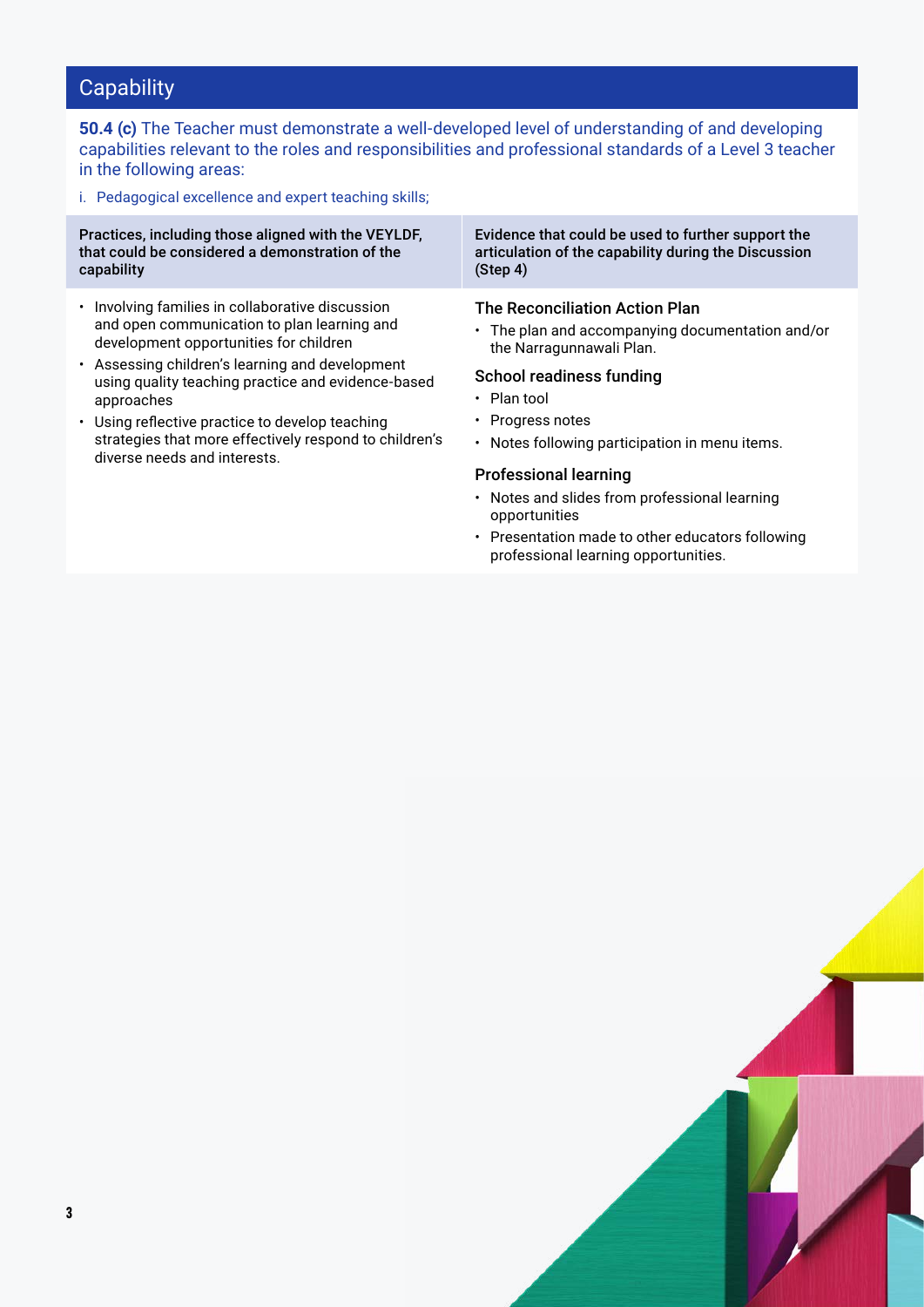## Capability

**50.4 (c)** The Teacher must demonstrate a well-developed level of understanding of and developing capabilities relevant to the roles and responsibilities and professional standards of a Level 3 teacher in the following areas:

i. Pedagogical excellence and expert teaching skills;

| Practices, including those aligned with the VEYLDF, that could be considered a demonstration of the capability | Evidence that could be used to further support the articulation of the capability during the Discussion (Step 4) |
|---|---|
| • Involving families in collaborative discussion and open communication to plan learning and development opportunities for children<br>• Assessing children's learning and development using quality teaching practice and evidence-based approaches<br>• Using reflective practice to develop teaching strategies that more effectively respond to children's diverse needs and interests. | **The Reconciliation Action Plan**<br>• The plan and accompanying documentation and/or the Narragunnawali Plan.<br>**School readiness funding**<br>• Plan tool<br>• Progress notes<br>• Notes following participation in menu items.<br>**Professional learning**<br>• Notes and slides from professional learning opportunities<br>• Presentation made to other educators following professional learning opportunities. |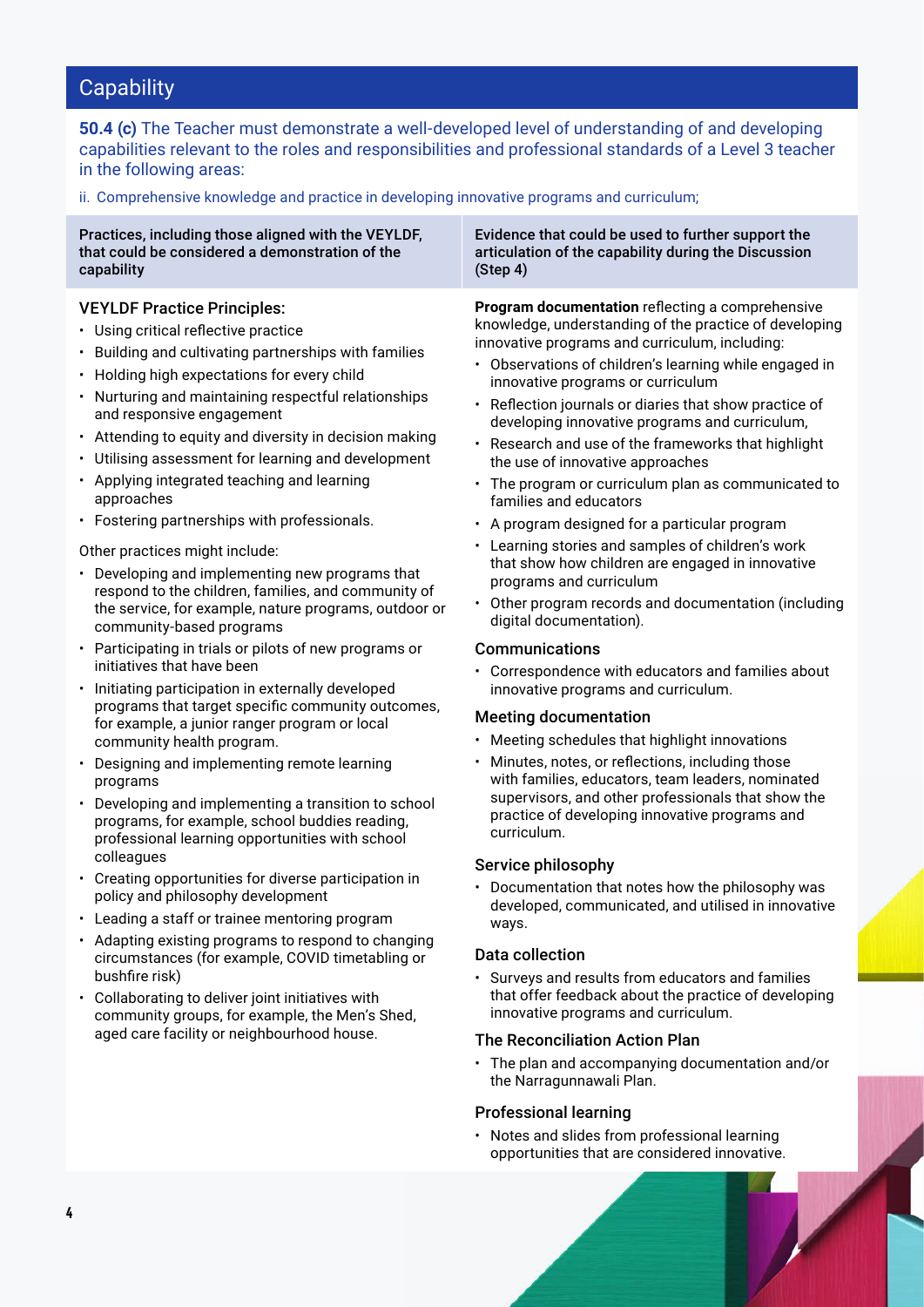## Capability

**50.4 (c)** The Teacher must demonstrate a well-developed level of understanding of and developing capabilities relevant to the roles and responsibilities and professional standards of a Level 3 teacher in the following areas:

ii. Comprehensive knowledge and practice in developing innovative programs and curriculum;

**Practices, including those aligned with the VEYLDF, that could be considered a demonstration of the capability**

### VEYLDF Practice Principles:

- Using critical reflective practice
- Building and cultivating partnerships with families
- Holding high expectations for every child
- Nurturing and maintaining respectful relationships and responsive engagement
- Attending to equity and diversity in decision making
- Utilising assessment for learning and development
- Applying integrated teaching and learning approaches
- Fostering partnerships with professionals.

Other practices might include:

- Developing and implementing new programs that respond to the children, families, and community of the service, for example, nature programs, outdoor or community-based programs
- Participating in trials or pilots of new programs or initiatives that have been
- Initiating participation in externally developed programs that target specific community outcomes, for example, a junior ranger program or local community health program.
- Designing and implementing remote learning programs
- Developing and implementing a transition to school programs, for example, school buddies reading, professional learning opportunities with school colleagues
- Creating opportunities for diverse participation in policy and philosophy development
- Leading a staff or trainee mentoring program
- Adapting existing programs to respond to changing circumstances (for example, COVID timetabling or bushfire risk)
- Collaborating to deliver joint initiatives with community groups, for example, the Men's Shed, aged care facility or neighbourhood house.

**Evidence that could be used to further support the articulation of the capability during the Discussion (Step 4)**

**Program documentation** reflecting a comprehensive knowledge, understanding of the practice of developing innovative programs and curriculum, including:

- Observations of children's learning while engaged in innovative programs or curriculum
- Reflection journals or diaries that show practice of developing innovative programs and curriculum,
- Research and use of the frameworks that highlight the use of innovative approaches
- The program or curriculum plan as communicated to families and educators
- A program designed for a particular program
- Learning stories and samples of children's work that show how children are engaged in innovative programs and curriculum
- Other program records and documentation (including digital documentation).

### Communications

- Correspondence with educators and families about innovative programs and curriculum.

### Meeting documentation

- Meeting schedules that highlight innovations
- Minutes, notes, or reflections, including those with families, educators, team leaders, nominated supervisors, and other professionals that show the practice of developing innovative programs and curriculum.

### Service philosophy

- Documentation that notes how the philosophy was developed, communicated, and utilised in innovative ways.

### Data collection

- Surveys and results from educators and families that offer feedback about the practice of developing innovative programs and curriculum.

### The Reconciliation Action Plan

- The plan and accompanying documentation and/or the Narragunnawali Plan.

### Professional learning

- Notes and slides from professional learning opportunities that are considered innovative.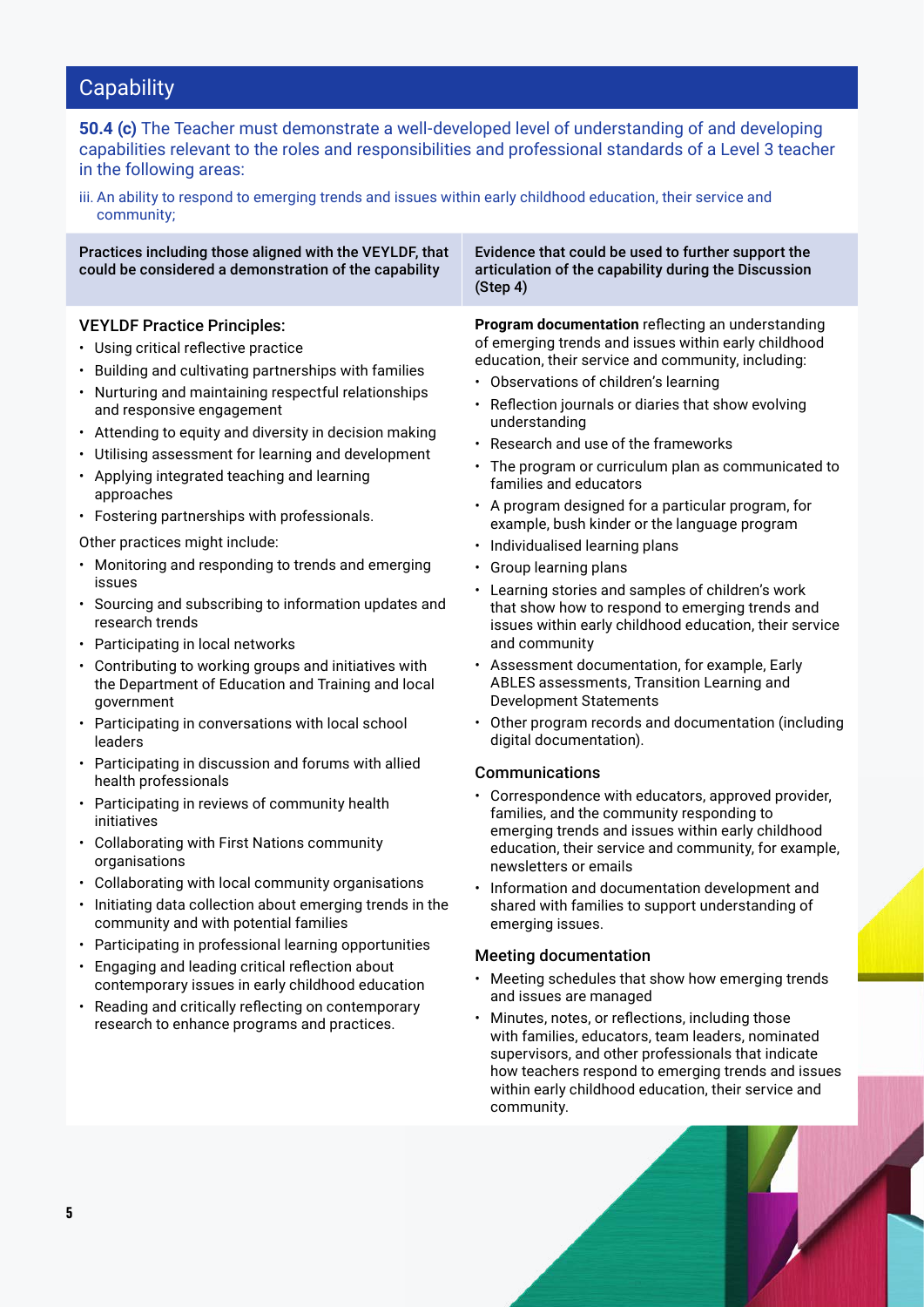## Capability

**50.4 (c)** The Teacher must demonstrate a well-developed level of understanding of and developing capabilities relevant to the roles and responsibilities and professional standards of a Level 3 teacher in the following areas:

iii. An ability to respond to emerging trends and issues within early childhood education, their service and community;

| Practices including those aligned with the VEYLDF, that could be considered a demonstration of the capability | Evidence that could be used to further support the articulation of the capability during the Discussion (Step 4) |
|---|---|

### Practices including those aligned with the VEYLDF, that could be considered a demonstration of the capability

**VEYLDF Practice Principles:**

- Using critical reflective practice
- Building and cultivating partnerships with families
- Nurturing and maintaining respectful relationships and responsive engagement
- Attending to equity and diversity in decision making
- Utilising assessment for learning and development
- Applying integrated teaching and learning approaches
- Fostering partnerships with professionals.

Other practices might include:

- Monitoring and responding to trends and emerging issues
- Sourcing and subscribing to information updates and research trends
- Participating in local networks
- Contributing to working groups and initiatives with the Department of Education and Training and local government
- Participating in conversations with local school leaders
- Participating in discussion and forums with allied health professionals
- Participating in reviews of community health initiatives
- Collaborating with First Nations community organisations
- Collaborating with local community organisations
- Initiating data collection about emerging trends in the community and with potential families
- Participating in professional learning opportunities
- Engaging and leading critical reflection about contemporary issues in early childhood education
- Reading and critically reflecting on contemporary research to enhance programs and practices.

### Evidence that could be used to further support the articulation of the capability during the Discussion (Step 4)

**Program documentation** reflecting an understanding of emerging trends and issues within early childhood education, their service and community, including:

- Observations of children's learning
- Reflection journals or diaries that show evolving understanding
- Research and use of the frameworks
- The program or curriculum plan as communicated to families and educators
- A program designed for a particular program, for example, bush kinder or the language program
- Individualised learning plans
- Group learning plans
- Learning stories and samples of children's work that show how to respond to emerging trends and issues within early childhood education, their service and community
- Assessment documentation, for example, Early ABLES assessments, Transition Learning and Development Statements
- Other program records and documentation (including digital documentation).

**Communications**

- Correspondence with educators, approved provider, families, and the community responding to emerging trends and issues within early childhood education, their service and community, for example, newsletters or emails
- Information and documentation development and shared with families to support understanding of emerging issues.

**Meeting documentation**

- Meeting schedules that show how emerging trends and issues are managed
- Minutes, notes, or reflections, including those with families, educators, team leaders, nominated supervisors, and other professionals that indicate how teachers respond to emerging trends and issues within early childhood education, their service and community.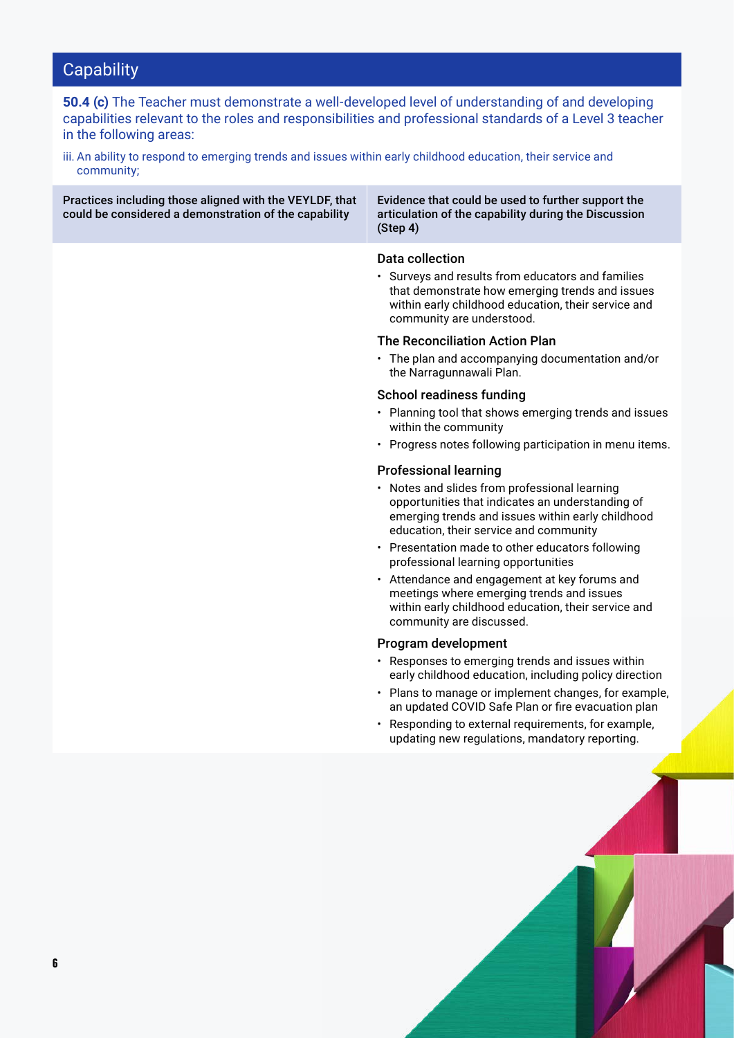## Capability

**50.4 (c)** The Teacher must demonstrate a well-developed level of understanding of and developing capabilities relevant to the roles and responsibilities and professional standards of a Level 3 teacher in the following areas:

iii. An ability to respond to emerging trends and issues within early childhood education, their service and community;

| Practices including those aligned with the VEYLDF, that could be considered a demonstration of the capability | Evidence that could be used to further support the articulation of the capability during the Discussion (Step 4) |
|---|---|
| | **Data collection**<br>• Surveys and results from educators and families that demonstrate how emerging trends and issues within early childhood education, their service and community are understood.<br><br>**The Reconciliation Action Plan**<br>• The plan and accompanying documentation and/or the Narragunnawali Plan.<br><br>**School readiness funding**<br>• Planning tool that shows emerging trends and issues within the community<br>• Progress notes following participation in menu items.<br><br>**Professional learning**<br>• Notes and slides from professional learning opportunities that indicates an understanding of emerging trends and issues within early childhood education, their service and community<br>• Presentation made to other educators following professional learning opportunities<br>• Attendance and engagement at key forums and meetings where emerging trends and issues within early childhood education, their service and community are discussed.<br><br>**Program development**<br>• Responses to emerging trends and issues within early childhood education, including policy direction<br>• Plans to manage or implement changes, for example, an updated COVID Safe Plan or fire evacuation plan<br>• Responding to external requirements, for example, updating new regulations, mandatory reporting. |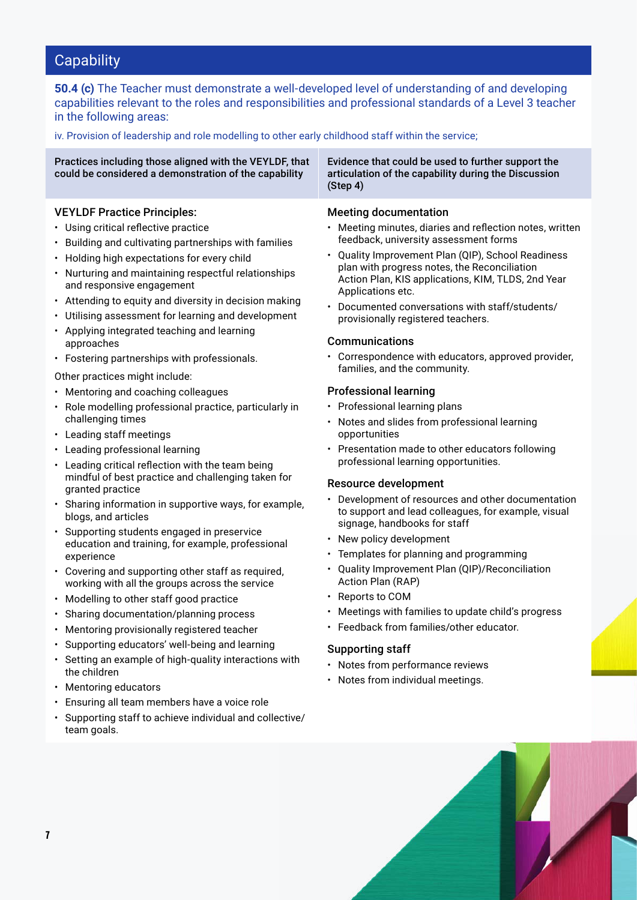## Capability

**50.4 (c)** The Teacher must demonstrate a well-developed level of understanding of and developing capabilities relevant to the roles and responsibilities and professional standards of a Level 3 teacher in the following areas:

iv. Provision of leadership and role modelling to other early childhood staff within the service;

| Practices including those aligned with the VEYLDF, that could be considered a demonstration of the capability | Evidence that could be used to further support the articulation of the capability during the Discussion (Step 4) |
|---|---|
| **VEYLDF Practice Principles:**<br>• Using critical reflective practice<br>• Building and cultivating partnerships with families<br>• Holding high expectations for every child<br>• Nurturing and maintaining respectful relationships and responsive engagement<br>• Attending to equity and diversity in decision making<br>• Utilising assessment for learning and development<br>• Applying integrated teaching and learning approaches<br>• Fostering partnerships with professionals.<br><br>Other practices might include:<br>• Mentoring and coaching colleagues<br>• Role modelling professional practice, particularly in challenging times<br>• Leading staff meetings<br>• Leading professional learning<br>• Leading critical reflection with the team being mindful of best practice and challenging taken for granted practice<br>• Sharing information in supportive ways, for example, blogs, and articles<br>• Supporting students engaged in preservice education and training, for example, professional experience<br>• Covering and supporting other staff as required, working with all the groups across the service<br>• Modelling to other staff good practice<br>• Sharing documentation/planning process<br>• Mentoring provisionally registered teacher<br>• Supporting educators' well-being and learning<br>• Setting an example of high-quality interactions with the children<br>• Mentoring educators<br>• Ensuring all team members have a voice role<br>• Supporting staff to achieve individual and collective/team goals. | **Meeting documentation**<br>• Meeting minutes, diaries and reflection notes, written feedback, university assessment forms<br>• Quality Improvement Plan (QIP), School Readiness plan with progress notes, the Reconciliation Action Plan, KIS applications, KIM, TLDS, 2nd Year Applications etc.<br>• Documented conversations with staff/students/provisionally registered teachers.<br><br>**Communications**<br>• Correspondence with educators, approved provider, families, and the community.<br><br>**Professional learning**<br>• Professional learning plans<br>• Notes and slides from professional learning opportunities<br>• Presentation made to other educators following professional learning opportunities.<br><br>**Resource development**<br>• Development of resources and other documentation to support and lead colleagues, for example, visual signage, handbooks for staff<br>• New policy development<br>• Templates for planning and programming<br>• Quality Improvement Plan (QIP)/Reconciliation Action Plan (RAP)<br>• Reports to COM<br>• Meetings with families to update child's progress<br>• Feedback from families/other educator.<br><br>**Supporting staff**<br>• Notes from performance reviews<br>• Notes from individual meetings. |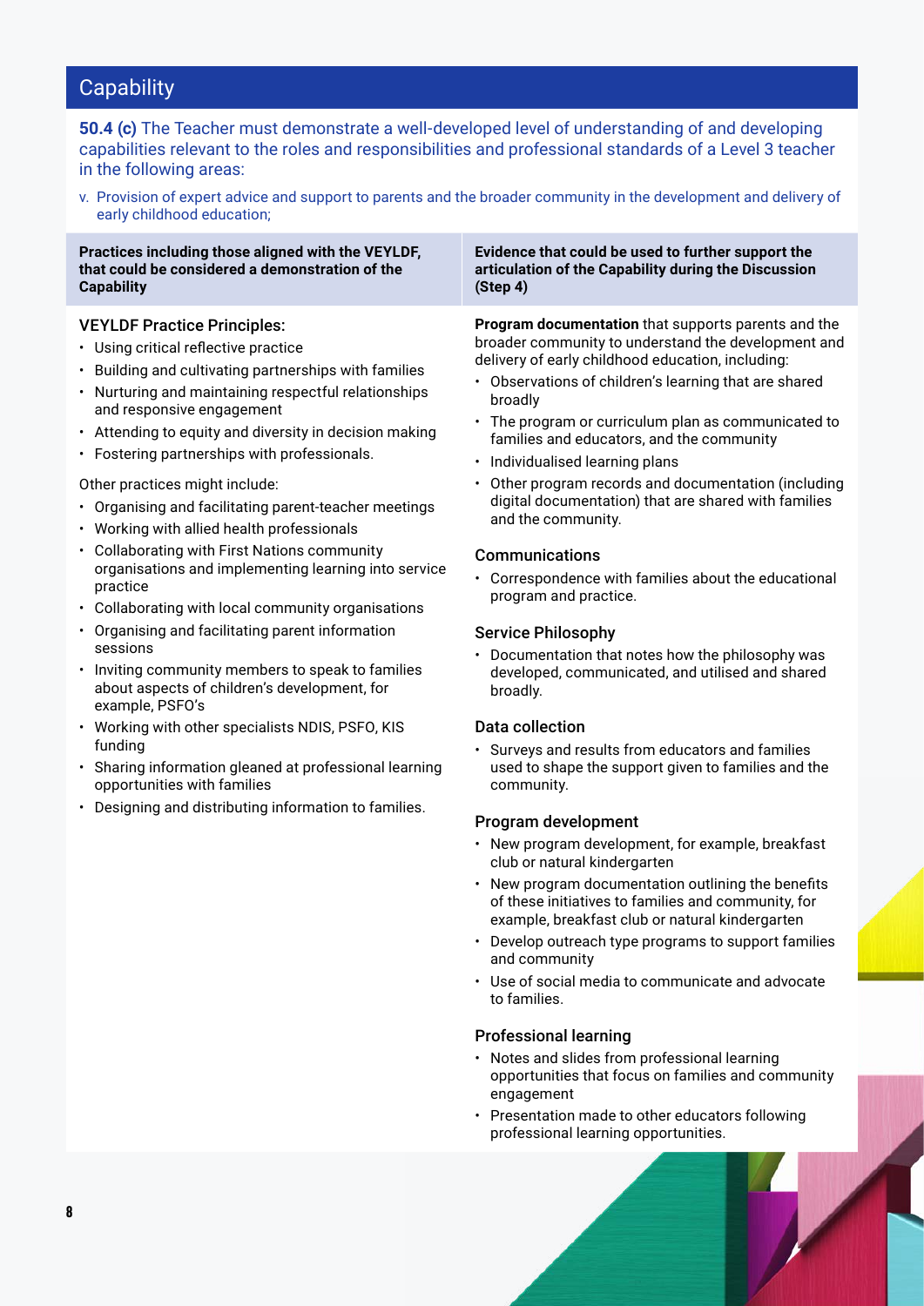## Capability

**50.4 (c)** The Teacher must demonstrate a well-developed level of understanding of and developing capabilities relevant to the roles and responsibilities and professional standards of a Level 3 teacher in the following areas:

v. Provision of expert advice and support to parents and the broader community in the development and delivery of early childhood education;

| Practices including those aligned with the VEYLDF, that could be considered a demonstration of the Capability | Evidence that could be used to further support the articulation of the Capability during the Discussion (Step 4) |
|---|---|
| **VEYLDF Practice Principles:**<br>• Using critical reflective practice<br>• Building and cultivating partnerships with families<br>• Nurturing and maintaining respectful relationships and responsive engagement<br>• Attending to equity and diversity in decision making<br>• Fostering partnerships with professionals.<br><br>Other practices might include:<br>• Organising and facilitating parent-teacher meetings<br>• Working with allied health professionals<br>• Collaborating with First Nations community organisations and implementing learning into service practice<br>• Collaborating with local community organisations<br>• Organising and facilitating parent information sessions<br>• Inviting community members to speak to families about aspects of children's development, for example, PSFO's<br>• Working with other specialists NDIS, PSFO, KIS funding<br>• Sharing information gleaned at professional learning opportunities with families<br>• Designing and distributing information to families. | **Program documentation** that supports parents and the broader community to understand the development and delivery of early childhood education, including:<br>• Observations of children's learning that are shared broadly<br>• The program or curriculum plan as communicated to families and educators, and the community<br>• Individualised learning plans<br>• Other program records and documentation (including digital documentation) that are shared with families and the community.<br><br>**Communications**<br>• Correspondence with families about the educational program and practice.<br><br>**Service Philosophy**<br>• Documentation that notes how the philosophy was developed, communicated, and utilised and shared broadly.<br><br>**Data collection**<br>• Surveys and results from educators and families used to shape the support given to families and the community.<br><br>**Program development**<br>• New program development, for example, breakfast club or natural kindergarten<br>• New program documentation outlining the benefits of these initiatives to families and community, for example, breakfast club or natural kindergarten<br>• Develop outreach type programs to support families and community<br>• Use of social media to communicate and advocate to families.<br><br>**Professional learning**<br>• Notes and slides from professional learning opportunities that focus on families and community engagement<br>• Presentation made to other educators following professional learning opportunities. |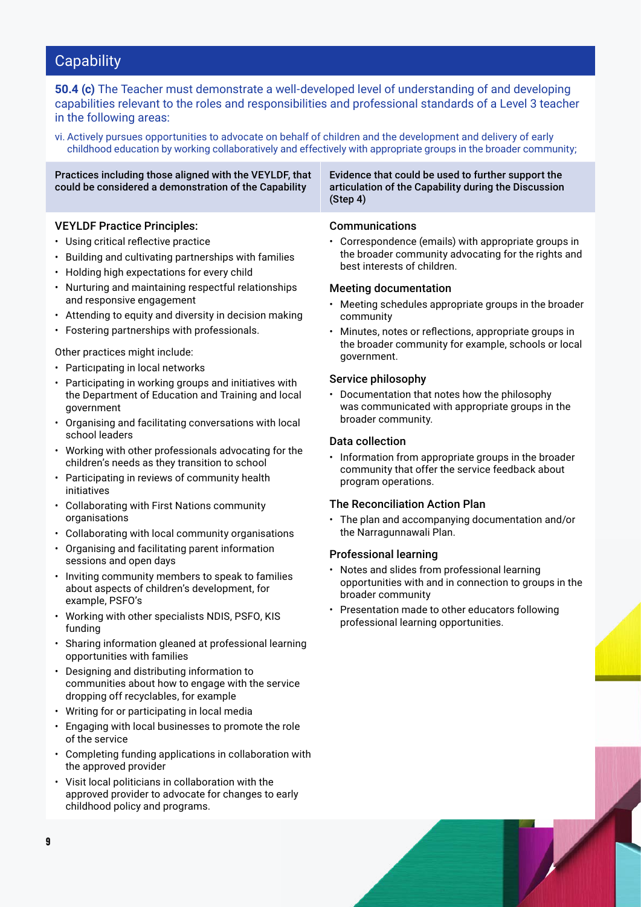## Capability

**50.4 (c)** The Teacher must demonstrate a well-developed level of understanding of and developing capabilities relevant to the roles and responsibilities and professional standards of a Level 3 teacher in the following areas:

vi. Actively pursues opportunities to advocate on behalf of children and the development and delivery of early childhood education by working collaboratively and effectively with appropriate groups in the broader community;

| Practices including those aligned with the VEYLDF, that could be considered a demonstration of the Capability | Evidence that could be used to further support the articulation of the Capability during the Discussion (Step 4) |
|---|---|
| **VEYLDF Practice Principles:**<br>• Using critical reflective practice<br>• Building and cultivating partnerships with families<br>• Holding high expectations for every child<br>• Nurturing and maintaining respectful relationships and responsive engagement<br>• Attending to equity and diversity in decision making<br>• Fostering partnerships with professionals.<br><br>Other practices might include:<br>• Participating in local networks<br>• Participating in working groups and initiatives with the Department of Education and Training and local government<br>• Organising and facilitating conversations with local school leaders<br>• Working with other professionals advocating for the children's needs as they transition to school<br>• Participating in reviews of community health initiatives<br>• Collaborating with First Nations community organisations<br>• Collaborating with local community organisations<br>• Organising and facilitating parent information sessions and open days<br>• Inviting community members to speak to families about aspects of children's development, for example, PSFO's<br>• Working with other specialists NDIS, PSFO, KIS funding<br>• Sharing information gleaned at professional learning opportunities with families<br>• Designing and distributing information to communities about how to engage with the service dropping off recyclables, for example<br>• Writing for or participating in local media<br>• Engaging with local businesses to promote the role of the service<br>• Completing funding applications in collaboration with the approved provider<br>• Visit local politicians in collaboration with the approved provider to advocate for changes to early childhood policy and programs. | **Communications**<br>• Correspondence (emails) with appropriate groups in the broader community advocating for the rights and best interests of children.<br><br>**Meeting documentation**<br>• Meeting schedules appropriate groups in the broader community<br>• Minutes, notes or reflections, appropriate groups in the broader community for example, schools or local government.<br><br>**Service philosophy**<br>• Documentation that notes how the philosophy was communicated with appropriate groups in the broader community.<br><br>**Data collection**<br>• Information from appropriate groups in the broader community that offer the service feedback about program operations.<br><br>**The Reconciliation Action Plan**<br>• The plan and accompanying documentation and/or the Narragunnawali Plan.<br><br>**Professional learning**<br>• Notes and slides from professional learning opportunities with and in connection to groups in the broader community<br>• Presentation made to other educators following professional learning opportunities. |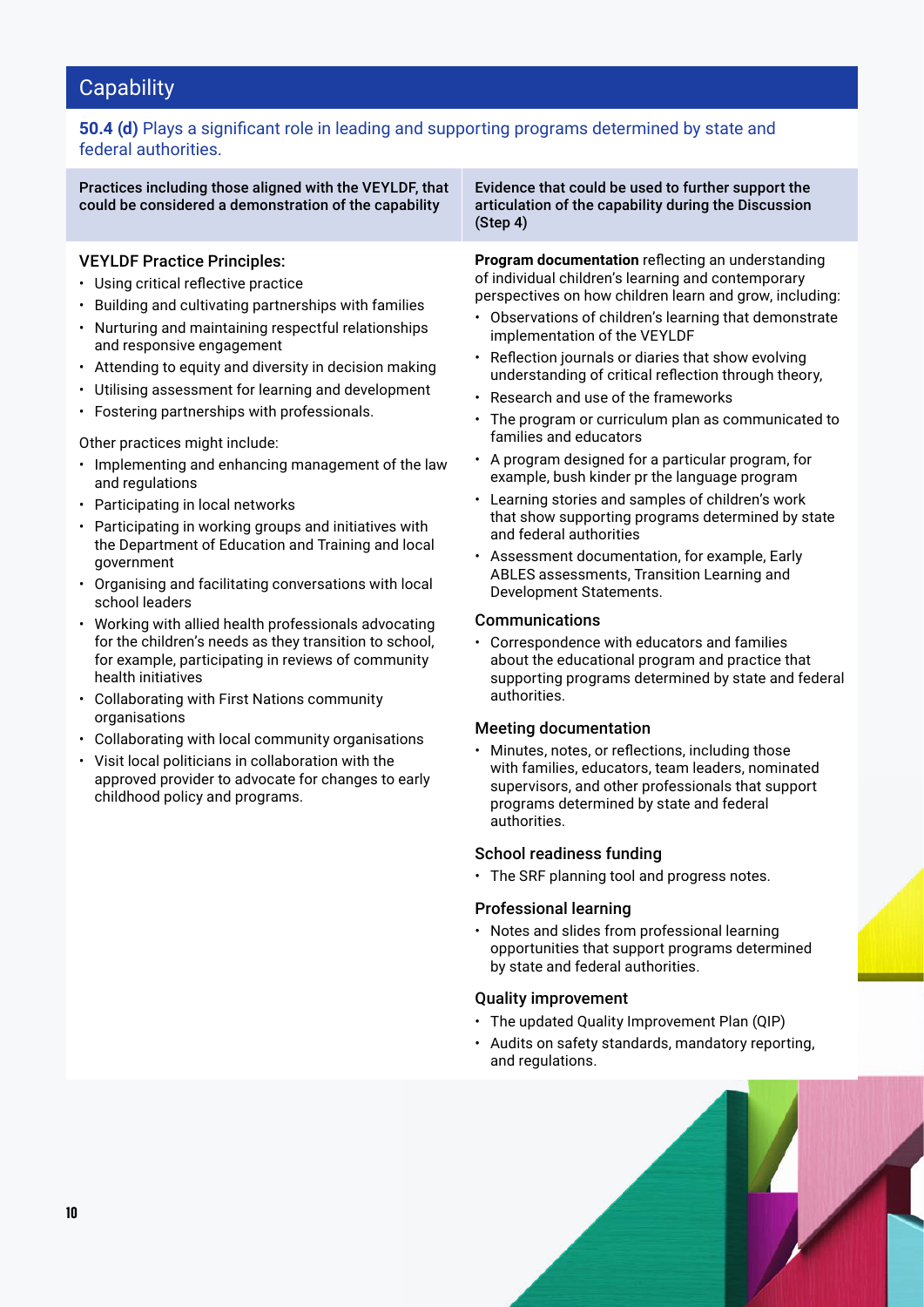# Capability

**50.4 (d)** Plays a significant role in leading and supporting programs determined by state and federal authorities.

| Practices including those aligned with the VEYLDF, that could be considered a demonstration of the capability | Evidence that could be used to further support the articulation of the capability during the Discussion (Step 4) |
|---|---|
| **VEYLDF Practice Principles:**<br>• Using critical reflective practice<br>• Building and cultivating partnerships with families<br>• Nurturing and maintaining respectful relationships and responsive engagement<br>• Attending to equity and diversity in decision making<br>• Utilising assessment for learning and development<br>• Fostering partnerships with professionals.<br><br>Other practices might include:<br>• Implementing and enhancing management of the law and regulations<br>• Participating in local networks<br>• Participating in working groups and initiatives with the Department of Education and Training and local government<br>• Organising and facilitating conversations with local school leaders<br>• Working with allied health professionals advocating for the children's needs as they transition to school, for example, participating in reviews of community health initiatives<br>• Collaborating with First Nations community organisations<br>• Collaborating with local community organisations<br>• Visit local politicians in collaboration with the approved provider to advocate for changes to early childhood policy and programs. | **Program documentation** reflecting an understanding of individual children's learning and contemporary perspectives on how children learn and grow, including:<br>• Observations of children's learning that demonstrate implementation of the VEYLDF<br>• Reflection journals or diaries that show evolving understanding of critical reflection through theory,<br>• Research and use of the frameworks<br>• The program or curriculum plan as communicated to families and educators<br>• A program designed for a particular program, for example, bush kinder pr the language program<br>• Learning stories and samples of children's work that show supporting programs determined by state and federal authorities<br>• Assessment documentation, for example, Early ABLES assessments, Transition Learning and Development Statements.<br><br>**Communications**<br>• Correspondence with educators and families about the educational program and practice that supporting programs determined by state and federal authorities.<br><br>**Meeting documentation**<br>• Minutes, notes, or reflections, including those with families, educators, team leaders, nominated supervisors, and other professionals that support programs determined by state and federal authorities.<br><br>**School readiness funding**<br>• The SRF planning tool and progress notes.<br><br>**Professional learning**<br>• Notes and slides from professional learning opportunities that support programs determined by state and federal authorities.<br><br>**Quality improvement**<br>• The updated Quality Improvement Plan (QIP)<br>• Audits on safety standards, mandatory reporting, and regulations. |